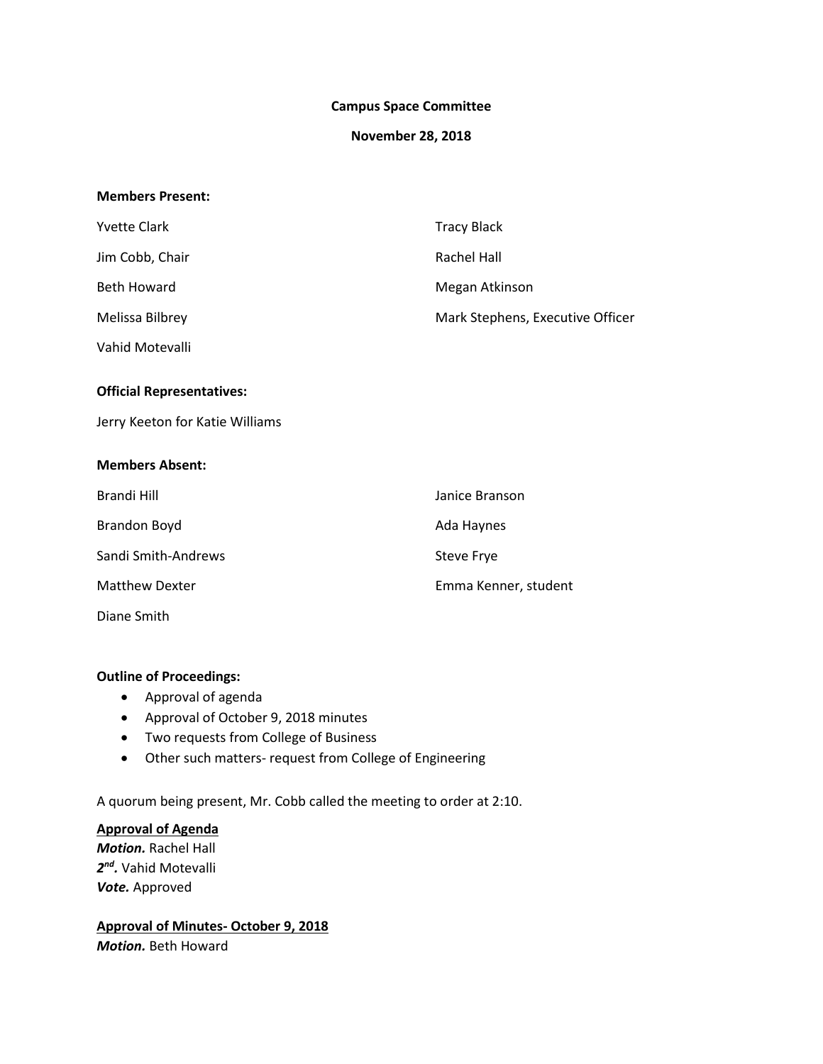**Campus Space Committee**

**November 28, 2018**

**Members Present:**

Yvette Clark

Jim Cobb, Chair

Beth Howard

Melissa Bilbrey

Vahid Motevalli

Tracy Black

Rachel Hall

Megan Atkinson

Mark Stephens, Executive Officer

**Official Representatives:**

Jerry Keeton for Katie Williams

**Members Absent:**

Brandi Hill

Brandon Boyd

Sandi Smith-Andrews

Matthew Dexter

Diane Smith

Janice Branson

Ada Haynes

Steve Frye

Emma Kenner, student

**Outline of Proceedings:**

- Approval of agenda
- Approval of October 9, 2018 minutes
- Two requests from College of Business
- Other such matters- request from College of Engineering

A quorum being present, Mr. Cobb called the meeting to order at 2:10.

**Approval of Agenda**
***Motion.*** Rachel Hall
***2nd.*** Vahid Motevalli
***Vote.*** Approved

**Approval of Minutes- October 9, 2018**
***Motion.*** Beth Howard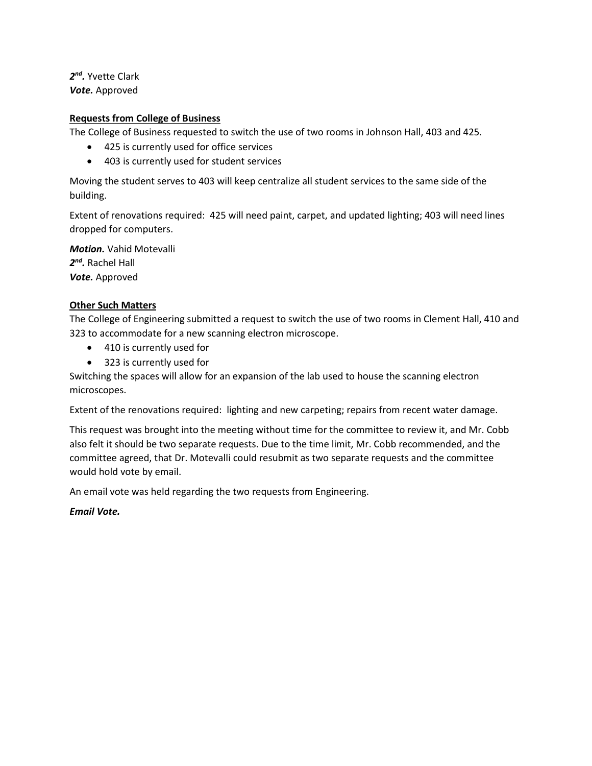***2nd.*** Yvette Clark
***Vote.*** Approved

**Requests from College of Business**

The College of Business requested to switch the use of two rooms in Johnson Hall, 403 and 425.

- 425 is currently used for office services
- 403 is currently used for student services

Moving the student serves to 403 will keep centralize all student services to the same side of the building.

Extent of renovations required: 425 will need paint, carpet, and updated lighting; 403 will need lines dropped for computers.

***Motion.*** Vahid Motevalli
***2nd.*** Rachel Hall
***Vote.*** Approved

**Other Such Matters**

The College of Engineering submitted a request to switch the use of two rooms in Clement Hall, 410 and 323 to accommodate for a new scanning electron microscope.

- 410 is currently used for
- 323 is currently used for

Switching the spaces will allow for an expansion of the lab used to house the scanning electron microscopes.

Extent of the renovations required: lighting and new carpeting; repairs from recent water damage.

This request was brought into the meeting without time for the committee to review it, and Mr. Cobb also felt it should be two separate requests. Due to the time limit, Mr. Cobb recommended, and the committee agreed, that Dr. Motevalli could resubmit as two separate requests and the committee would hold vote by email.

An email vote was held regarding the two requests from Engineering.

***Email Vote.***